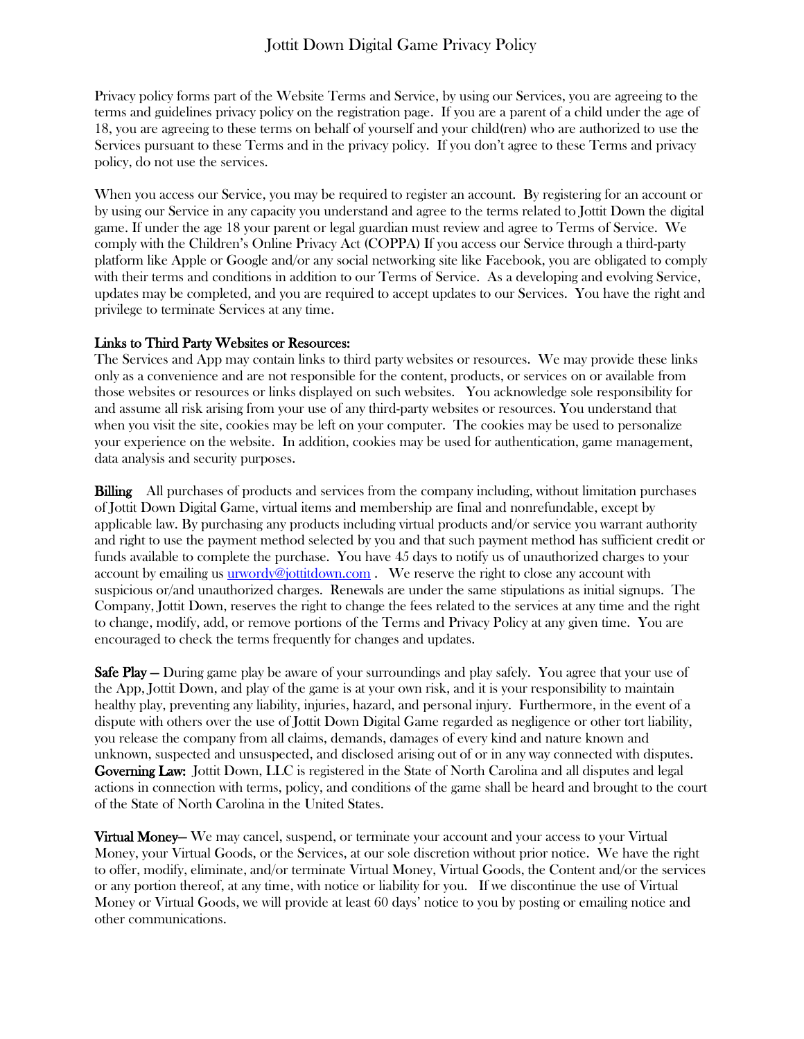# Jottit Down Digital Game Privacy Policy

Privacy policy forms part of the Website Terms and Service, by using our Services, you are agreeing to the terms and guidelines privacy policy on the registration page. If you are a parent of a child under the age of 18, you are agreeing to these terms on behalf of yourself and your child(ren) who are authorized to use the Services pursuant to these Terms and in the privacy policy. If you don't agree to these Terms and privacy policy, do not use the services.

When you access our Service, you may be required to register an account. By registering for an account or by using our Service in any capacity you understand and agree to the terms related to Jottit Down the digital game. If under the age 18 your parent or legal guardian must review and agree to Terms of Service. We comply with the Children's Online Privacy Act (COPPA) If you access our Service through a third-party platform like Apple or Google and/or any social networking site like Facebook, you are obligated to comply with their terms and conditions in addition to our Terms of Service. As a developing and evolving Service, updates may be completed, and you are required to accept updates to our Services. You have the right and privilege to terminate Services at any time.

**Links to Third Party Websites or Resources:**
The Services and App may contain links to third party websites or resources. We may provide these links only as a convenience and are not responsible for the content, products, or services on or available from those websites or resources or links displayed on such websites. You acknowledge sole responsibility for and assume all risk arising from your use of any third-party websites or resources. You understand that when you visit the site, cookies may be left on your computer. The cookies may be used to personalize your experience on the website. In addition, cookies may be used for authentication, game management, data analysis and security purposes.

**Billing** All purchases of products and services from the company including, without limitation purchases of Jottit Down Digital Game, virtual items and membership are final and nonrefundable, except by applicable law. By purchasing any products including virtual products and/or service you warrant authority and right to use the payment method selected by you and that such payment method has sufficient credit or funds available to complete the purchase. You have 45 days to notify us of unauthorized charges to your account by emailing us [urwordy@jottitdown.com](mailto:urwordy@jottitdown.com) . We reserve the right to close any account with suspicious or/and unauthorized charges. Renewals are under the same stipulations as initial signups. The Company, Jottit Down, reserves the right to change the fees related to the services at any time and the right to change, modify, add, or remove portions of the Terms and Privacy Policy at any given time. You are encouraged to check the terms frequently for changes and updates.

**Safe Play –** During game play be aware of your surroundings and play safely. You agree that your use of the App, Jottit Down, and play of the game is at your own risk, and it is your responsibility to maintain healthy play, preventing any liability, injuries, hazard, and personal injury. Furthermore, in the event of a dispute with others over the use of Jottit Down Digital Game regarded as negligence or other tort liability, you release the company from all claims, demands, damages of every kind and nature known and unknown, suspected and unsuspected, and disclosed arising out of or in any way connected with disputes.
**Governing Law:** Jottit Down, LLC is registered in the State of North Carolina and all disputes and legal actions in connection with terms, policy, and conditions of the game shall be heard and brought to the court of the State of North Carolina in the United States.

**Virtual Money–** We may cancel, suspend, or terminate your account and your access to your Virtual Money, your Virtual Goods, or the Services, at our sole discretion without prior notice. We have the right to offer, modify, eliminate, and/or terminate Virtual Money, Virtual Goods, the Content and/or the services or any portion thereof, at any time, with notice or liability for you. If we discontinue the use of Virtual Money or Virtual Goods, we will provide at least 60 days' notice to you by posting or emailing notice and other communications.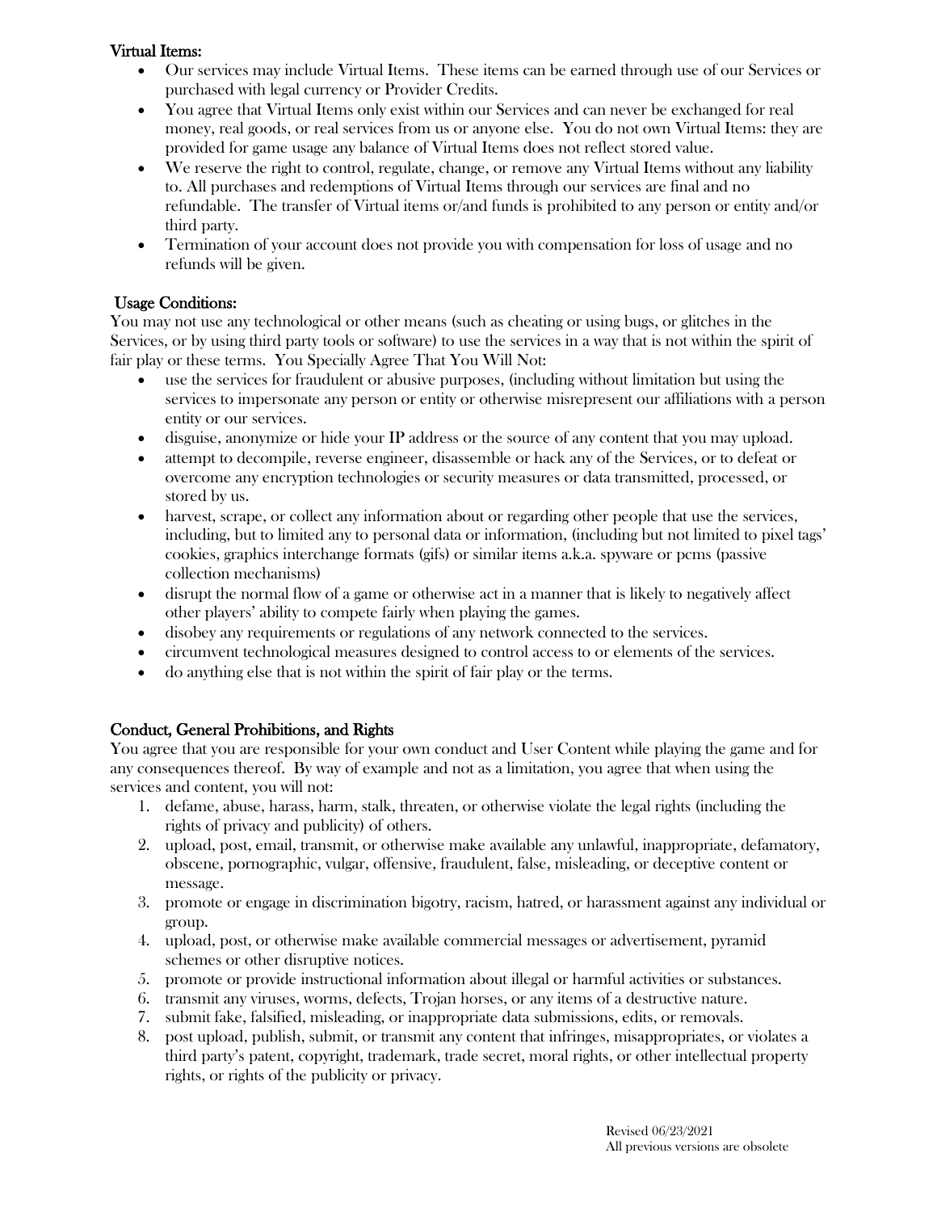**Virtual Items:**

- Our services may include Virtual Items. These items can be earned through use of our Services or purchased with legal currency or Provider Credits.
- You agree that Virtual Items only exist within our Services and can never be exchanged for real money, real goods, or real services from us or anyone else. You do not own Virtual Items: they are provided for game usage any balance of Virtual Items does not reflect stored value.
- We reserve the right to control, regulate, change, or remove any Virtual Items without any liability to. All purchases and redemptions of Virtual Items through our services are final and no refundable. The transfer of Virtual items or/and funds is prohibited to any person or entity and/or third party.
- Termination of your account does not provide you with compensation for loss of usage and no refunds will be given.

**Usage Conditions:**

You may not use any technological or other means (such as cheating or using bugs, or glitches in the Services, or by using third party tools or software) to use the services in a way that is not within the spirit of fair play or these terms. You Specially Agree That You Will Not:

- use the services for fraudulent or abusive purposes, (including without limitation but using the services to impersonate any person or entity or otherwise misrepresent our affiliations with a person entity or our services.
- disguise, anonymize or hide your IP address or the source of any content that you may upload.
- attempt to decompile, reverse engineer, disassemble or hack any of the Services, or to defeat or overcome any encryption technologies or security measures or data transmitted, processed, or stored by us.
- harvest, scrape, or collect any information about or regarding other people that use the services, including, but to limited any to personal data or information, (including but not limited to pixel tags' cookies, graphics interchange formats (gifs) or similar items a.k.a. spyware or pcms (passive collection mechanisms)
- disrupt the normal flow of a game or otherwise act in a manner that is likely to negatively affect other players' ability to compete fairly when playing the games.
- disobey any requirements or regulations of any network connected to the services.
- circumvent technological measures designed to control access to or elements of the services.
- do anything else that is not within the spirit of fair play or the terms.

**Conduct, General Prohibitions, and Rights**

You agree that you are responsible for your own conduct and User Content while playing the game and for any consequences thereof. By way of example and not as a limitation, you agree that when using the services and content, you will not:

1. defame, abuse, harass, harm, stalk, threaten, or otherwise violate the legal rights (including the rights of privacy and publicity) of others.
2. upload, post, email, transmit, or otherwise make available any unlawful, inappropriate, defamatory, obscene, pornographic, vulgar, offensive, fraudulent, false, misleading, or deceptive content or message.
3. promote or engage in discrimination bigotry, racism, hatred, or harassment against any individual or group.
4. upload, post, or otherwise make available commercial messages or advertisement, pyramid schemes or other disruptive notices.
5. promote or provide instructional information about illegal or harmful activities or substances.
6. transmit any viruses, worms, defects, Trojan horses, or any items of a destructive nature.
7. submit fake, falsified, misleading, or inappropriate data submissions, edits, or removals.
8. post upload, publish, submit, or transmit any content that infringes, misappropriates, or violates a third party's patent, copyright, trademark, trade secret, moral rights, or other intellectual property rights, or rights of the publicity or privacy.

Revised 06/23/2021
All previous versions are obsolete